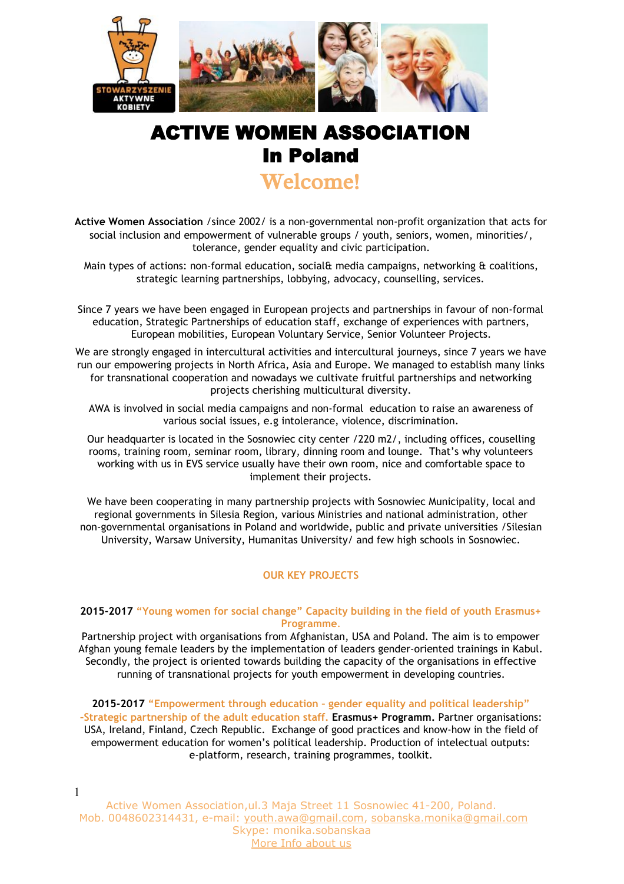# ACTIVE WOMEN ASSOCIATION
# In Poland

## Welcome!

**Active Women Association** /since 2002/ is a non-governmental non-profit organization that acts for social inclusion and empowerment of vulnerable groups / youth, seniors, women, minorities/, tolerance, gender equality and civic participation.

Main types of actions: non-formal education, social& media campaigns, networking & coalitions, strategic learning partnerships, lobbying, advocacy, counselling, services.

Since 7 years we have been engaged in European projects and partnerships in favour of non-formal education, Strategic Partnerships of education staff, exchange of experiences with partners, European mobilities, European Voluntary Service, Senior Volunteer Projects.

We are strongly engaged in intercultural activities and intercultural journeys, since 7 years we have run our empowering projects in North Africa, Asia and Europe. We managed to establish many links for transnational cooperation and nowadays we cultivate fruitful partnerships and networking projects cherishing multicultural diversity.

AWA is involved in social media campaigns and non-formal education to raise an awareness of various social issues, e.g intolerance, violence, discrimination.

Our headquarter is located in the Sosnowiec city center /220 m2/, including offices, couselling rooms, training room, seminar room, library, dinning room and lounge. That's why volunteers working with us in EVS service usually have their own room, nice and comfortable space to implement their projects.

We have been cooperating in many partnership projects with Sosnowiec Municipality, local and regional governments in Silesia Region, various Ministries and national administration, other non-governmental organisations in Poland and worldwide, public and private universities /Silesian University, Warsaw University, Humanitas University/ and few high schools in Sosnowiec.

### OUR KEY PROJECTS

**2015-2017** **"Young women for social change" Capacity building in the field of youth Erasmus+ Programme.**

Partnership project with organisations from Afghanistan, USA and Poland. The aim is to empower Afghan young female leaders by the implementation of leaders gender-oriented trainings in Kabul. Secondly, the project is oriented towards building the capacity of the organisations in effective running of transnational projects for youth empowerment in developing countries.

**2015-2017** **"Empowerment through education – gender equality and political leadership" -Strategic partnership of the adult education staff.** **Erasmus+ Programm.** Partner organisations: USA, Ireland, Finland, Czech Republic. Exchange of good practices and know-how in the field of empowerment education for women's political leadership. Production of intelectual outputs: e-platform, research, training programmes, toolkit.

Active Women Association,ul.3 Maja Street 11 Sosnowiec 41-200, Poland.
Mob. 0048602314431, e-mail: youth.awa@gmail.com, sobanska.monika@gmail.com
Skype: monika.sobanskaa
More Info about us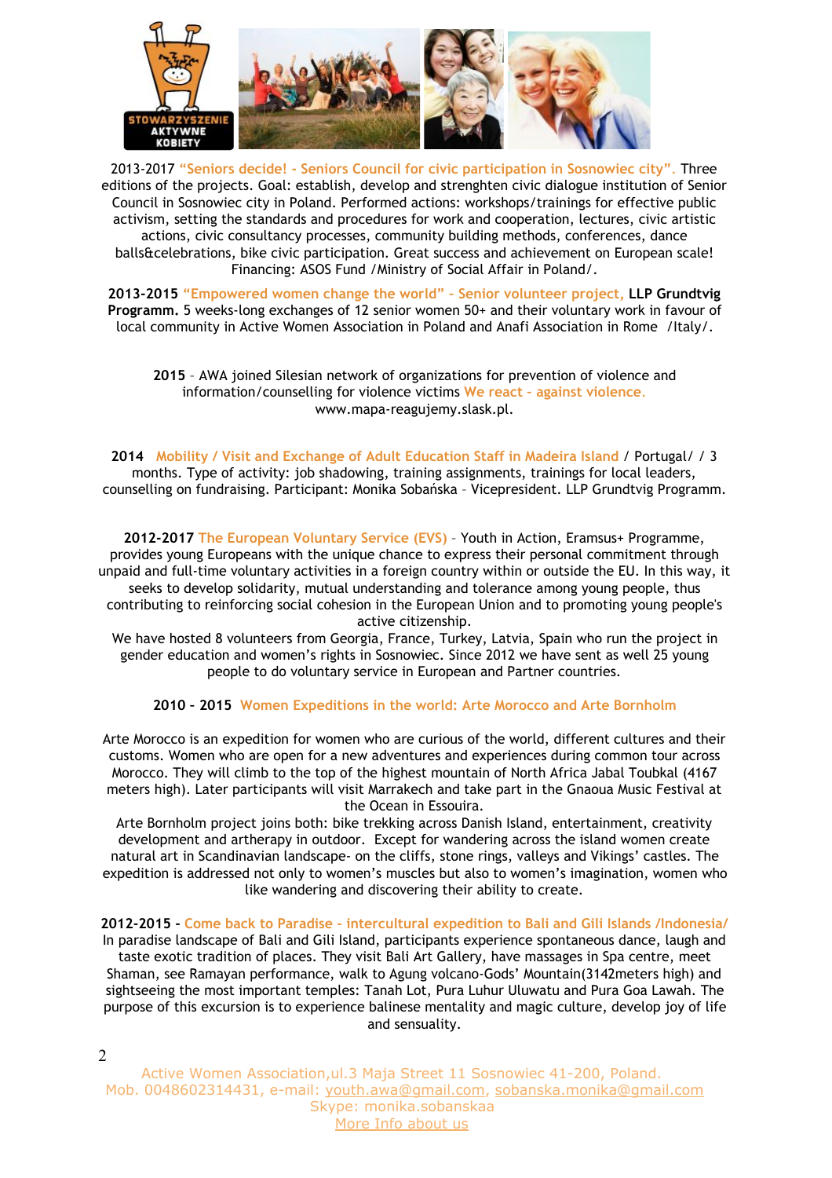2013-2017 **"Seniors decide! - Seniors Council for civic participation in Sosnowiec city".** Three editions of the projects. Goal: establish, develop and strenghten civic dialogue institution of Senior Council in Sosnowiec city in Poland. Performed actions: workshops/trainings for effective public activism, setting the standards and procedures for work and cooperation, lectures, civic artistic actions, civic consultancy processes, community building methods, conferences, dance balls&celebrations, bike civic participation. Great success and achievement on European scale! Financing: ASOS Fund /Ministry of Social Affair in Poland/.

**2013-2015 "Empowered women change the world" - Senior volunteer project, LLP Grundtvig Programm.** 5 weeks-long exchanges of 12 senior women 50+ and their voluntary work in favour of local community in Active Women Association in Poland and Anafi Association in Rome /Italy/.

**2015** – AWA joined Silesian network of organizations for prevention of violence and information/counselling for violence victims **We react – against violence.** www.mapa-reagujemy.slask.pl.

**2014 Mobility / Visit and Exchange of Adult Education Staff in Madeira Island** / Portugal/ / 3 months. Type of activity: job shadowing, training assignments, trainings for local leaders, counselling on fundraising. Participant: Monika Sobańska – Vicepresident. LLP Grundtvig Programm.

**2012-2017 The European Voluntary Service (EVS)** – Youth in Action, Eramsus+ Programme, provides young Europeans with the unique chance to express their personal commitment through unpaid and full-time voluntary activities in a foreign country within or outside the EU. In this way, it seeks to develop solidarity, mutual understanding and tolerance among young people, thus contributing to reinforcing social cohesion in the European Union and to promoting young people's active citizenship.

We have hosted 8 volunteers from Georgia, France, Turkey, Latvia, Spain who run the project in gender education and women's rights in Sosnowiec. Since 2012 we have sent as well 25 young people to do voluntary service in European and Partner countries.

**2010 – 2015 Women Expeditions in the world: Arte Morocco and Arte Bornholm**

Arte Morocco is an expedition for women who are curious of the world, different cultures and their customs. Women who are open for a new adventures and experiences during common tour across Morocco. They will climb to the top of the highest mountain of North Africa Jabal Toubkal (4167 meters high). Later participants will visit Marrakech and take part in the Gnaoua Music Festival at the Ocean in Essouira.

Arte Bornholm project joins both: bike trekking across Danish Island, entertainment, creativity development and arthérapy in outdoor. Except for wandering across the island women create natural art in Scandinavian landscape- on the cliffs, stone rings, valleys and Vikings' castles. The expedition is addressed not only to women's muscles but also to women's imagination, women who like wandering and discovering their ability to create.

**2012-2015 - Come back to Paradise - intercultural expedition to Bali and Gili Islands /Indonesia/**

In paradise landscape of Bali and Gili Island, participants experience spontaneous dance, laugh and taste exotic tradition of places. They visit Bali Art Gallery, have massages in Spa centre, meet Shaman, see Ramayan performance, walk to Agung volcano-Gods' Mountain(3142meters high) and sightseeing the most important temples: Tanah Lot, Pura Luhur Uluwatu and Pura Goa Lawah. The purpose of this excursion is to experience balinese mentality and magic culture, develop joy of life and sensuality.

Active Women Association,ul.3 Maja Street 11 Sosnowiec 41-200, Poland.
Mob. 0048602314431, e-mail: youth.awa@gmail.com, sobanska.monika@gmail.com
Skype: monika.sobanskaa
More Info about us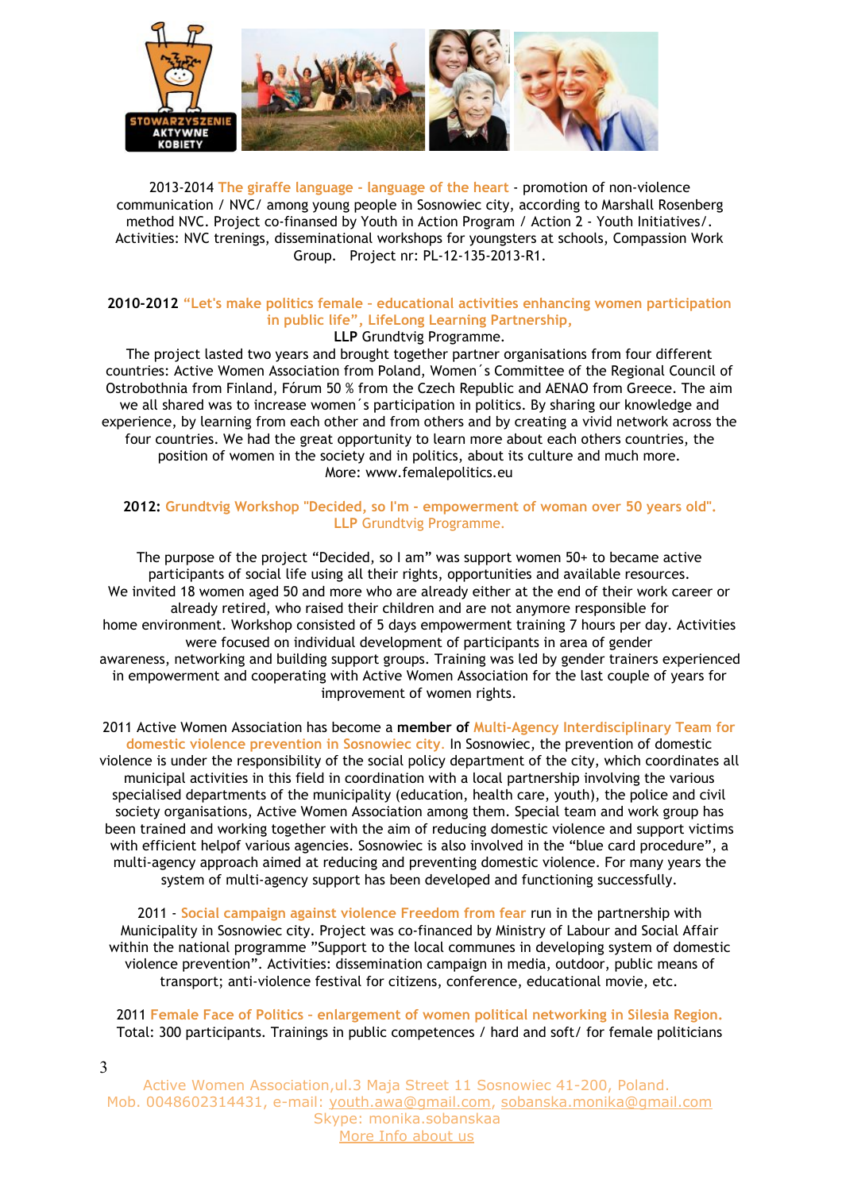2013-2014 **The giraffe language - language of the heart** - promotion of non-violence communication / NVC/ among young people in Sosnowiec city, according to Marshall Rosenberg method NVC. Project co-finansed by Youth in Action Program / Action 2 - Youth Initiatives/. Activities: NVC trenings, disseminational workshops for youngsters at schools, Compassion Work Group.   Project nr: PL-12-135-2013-R1.

**2010-2012 "Let's make politics female – educational activities enhancing women participation in public life", LifeLong Learning Partnership,**
**LLP** Grundtvig Programme.

The project lasted two years and brought together partner organisations from four different countries: Active Women Association from Poland, Women´s Committee of the Regional Council of Ostrobothnia from Finland, Fórum 50 % from the Czech Republic and AENAO from Greece. The aim we all shared was to increase women´s participation in politics. By sharing our knowledge and experience, by learning from each other and from others and by creating a vivid network across the four countries. We had the great opportunity to learn more about each others countries, the position of women in the society and in politics, about its culture and much more.
More: www.femalepolitics.eu

**2012: Grundtvig Workshop "Decided, so I'm - empowerment of woman over 50 years old". LLP Grundtvig Programme.**

The purpose of the project "Decided, so I am" was support women 50+ to became active participants of social life using all their rights, opportunities and available resources.
We invited 18 women aged 50 and more who are already either at the end of their work career or already retired, who raised their children and are not anymore responsible for home environment. Workshop consisted of 5 days empowerment training 7 hours per day. Activities were focused on individual development of participants in area of gender awareness, networking and building support groups. Training was led by gender trainers experienced in empowerment and cooperating with Active Women Association for the last couple of years for improvement of women rights.

2011 Active Women Association has become a **member of Multi-Agency Interdisciplinary Team for domestic violence prevention in Sosnowiec city.** In Sosnowiec, the prevention of domestic violence is under the responsibility of the social policy department of the city, which coordinates all municipal activities in this field in coordination with a local partnership involving the various specialised departments of the municipality (education, health care, youth), the police and civil society organisations, Active Women Association among them. Special team and work group has been trained and working together with the aim of reducing domestic violence and support victims with efficient helpof various agencies. Sosnowiec is also involved in the "blue card procedure", a multi-agency approach aimed at reducing and preventing domestic violence. For many years the system of multi-agency support has been developed and functioning successfully.

2011 - **Social campaign against violence Freedom from fear** run in the partnership with Municipality in Sosnowiec city. Project was co-financed by Ministry of Labour and Social Affair within the national programme "Support to the local communes in developing system of domestic violence prevention". Activities: dissemination campaign in media, outdoor, public means of transport; anti-violence festival for citizens, conference, educational movie, etc.

2011 **Female Face of Politics - enlargement of women political networking in Silesia Region.** Total: 300 participants. Trainings in public competences / hard and soft/ for female politicians

Active Women Association,ul.3 Maja Street 11 Sosnowiec 41-200, Poland.
Mob. 0048602314431, e-mail: youth.awa@gmail.com, sobanska.monika@gmail.com
Skype: monika.sobanskaa
More Info about us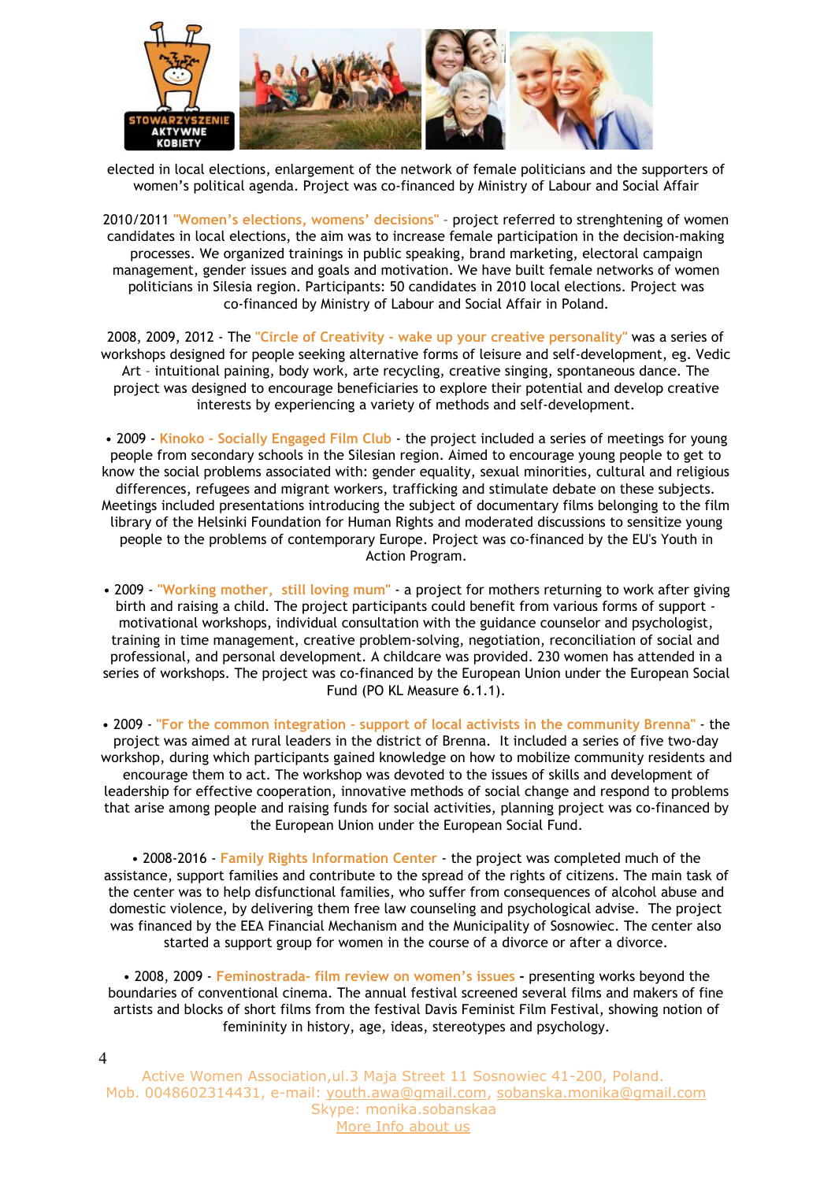elected in local elections, enlargement of the network of female politicians and the supporters of women's political agenda. Project was co-financed by Ministry of Labour and Social Affair

2010/2011 **"Women's elections, womens' decisions"** – project referred to strenghtening of women candidates in local elections, the aim was to increase female participation in the decision-making processes. We organized trainings in public speaking, brand marketing, electoral campaign management, gender issues and goals and motivation. We have built female networks of women politicians in Silesia region. Participants: 50 candidates in 2010 local elections. Project was co-financed by Ministry of Labour and Social Affair in Poland.

2008, 2009, 2012 - The **"Circle of Creativity - wake up your creative personality"** was a series of workshops designed for people seeking alternative forms of leisure and self-development, eg. Vedic Art – intuitional paining, body work, arte recycling, creative singing, spontaneous dance. The project was designed to encourage beneficiaries to explore their potential and develop creative interests by experiencing a variety of methods and self-development.

- 2009 - **Kinoko - Socially Engaged Film Club** - the project included a series of meetings for young people from secondary schools in the Silesian region. Aimed to encourage young people to get to know the social problems associated with: gender equality, sexual minorities, cultural and religious differences, refugees and migrant workers, trafficking and stimulate debate on these subjects. Meetings included presentations introducing the subject of documentary films belonging to the film library of the Helsinki Foundation for Human Rights and moderated discussions to sensitize young people to the problems of contemporary Europe. Project was co-financed by the EU's Youth in Action Program.

- 2009 - **"Working mother, still loving mum"** - a project for mothers returning to work after giving birth and raising a child. The project participants could benefit from various forms of support - motivational workshops, individual consultation with the guidance counselor and psychologist, training in time management, creative problem-solving, negotiation, reconciliation of social and professional, and personal development. A childcare was provided. 230 women has attended in a series of workshops. The project was co-financed by the European Union under the European Social Fund (PO KL Measure 6.1.1).

- 2009 - **"For the common integration - support of local activists in the community Brenna"** - the project was aimed at rural leaders in the district of Brenna. It included a series of five two-day workshop, during which participants gained knowledge on how to mobilize community residents and encourage them to act. The workshop was devoted to the issues of skills and development of leadership for effective cooperation, innovative methods of social change and respond to problems that arise among people and raising funds for social activities, planning project was co-financed by the European Union under the European Social Fund.

- 2008-2016 - **Family Rights Information Center** - the project was completed much of the assistance, support families and contribute to the spread of the rights of citizens. The main task of the center was to help disfunctional families, who suffer from consequences of alcohol abuse and domestic violence, by delivering them free law counseling and psychological advise. The project was financed by the EEA Financial Mechanism and the Municipality of Sosnowiec. The center also started a support group for women in the course of a divorce or after a divorce.

- 2008, 2009 - **Feminostrada- film review on women's issues** - presenting works beyond the boundaries of conventional cinema. The annual festival screened several films and makers of fine artists and blocks of short films from the festival Davis Feminist Film Festival, showing notion of femininity in history, age, ideas, stereotypes and psychology.

Active Women Association,ul.3 Maja Street 11 Sosnowiec 41-200, Poland.
Mob. 0048602314431, e-mail: youth.awa@gmail.com, sobanska.monika@gmail.com
Skype: monika.sobanskaa
More Info about us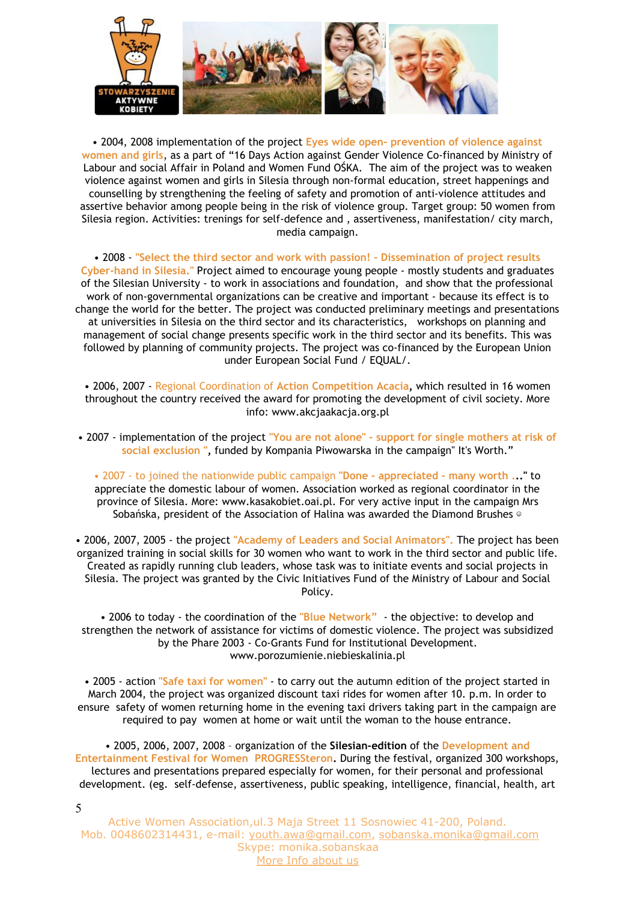• 2004, 2008 implementation of the project **Eyes wide open- prevention of violence against women and girls**, as a part of "16 Days Action against Gender Violence Co-financed by Ministry of Labour and social Affair in Poland and Women Fund OŚKA. The aim of the project was to weaken violence against women and girls in Silesia through non-formal education, street happenings and counselling by strengthening the feeling of safety and promotion of anti-violence attitudes and assertive behavior among people being in the risk of violence group. Target group: 50 women from Silesia region. Activities: trenings for self-defence and , assertiveness, manifestation/ city march, media campaign.

• 2008 - **"Select the third sector and work with passion! - Dissemination of project results Cyber-hand in Silesia."** Project aimed to encourage young people - mostly students and graduates of the Silesian University - to work in associations and foundation, and show that the professional work of non-governmental organizations can be creative and important - because its effect is to change the world for the better. The project was conducted preliminary meetings and presentations at universities in Silesia on the third sector and its characteristics, workshops on planning and management of social change presents specific work in the third sector and its benefits. This was followed by planning of community projects. The project was co-financed by the European Union under European Social Fund / EQUAL/.

• 2006, 2007 - Regional Coordination of **Action Competition Acacia**, which resulted in 16 women throughout the country received the award for promoting the development of civil society. More info: www.akcjaakacja.org.pl

• 2007 - implementation of the project **"You are not alone" - support for single mothers at risk of social exclusion "**, funded by Kompania Piwowarska in the campaign" It's Worth."

• 2007 - to joined the nationwide public campaign **"Done - appreciated - many worth ..."** to appreciate the domestic labour of women. Association worked as regional coordinator in the province of Silesia. More: www.kasakobiet.oai.pl. For very active input in the campaign Mrs Sobańska, president of the Association of Halina was awarded the Diamond Brushes ☺

• 2006, 2007, 2005 - the project **"Academy of Leaders and Social Animators".** The project has been organized training in social skills for 30 women who want to work in the third sector and public life. Created as rapidly running club leaders, whose task was to initiate events and social projects in Silesia. The project was granted by the Civic Initiatives Fund of the Ministry of Labour and Social Policy.

• 2006 to today - the coordination of the **"Blue Network"** - the objective: to develop and strengthen the network of assistance for victims of domestic violence. The project was subsidized by the Phare 2003 - Co-Grants Fund for Institutional Development. www.porozumienie.niebieskalinia.pl

• 2005 - action **"Safe taxi for women"** - to carry out the autumn edition of the project started in March 2004, the project was organized discount taxi rides for women after 10. p.m. In order to ensure safety of women returning home in the evening taxi drivers taking part in the campaign are required to pay women at home or wait until the woman to the house entrance.

• 2005, 2006, 2007, 2008 – organization of the **Silesian-edition** of the **Development and Entertainment Festival for Women PROGRESSteron**. During the festival, organized 300 workshops, lectures and presentations prepared especially for women, for their personal and professional development. (eg. self-defense, assertiveness, public speaking, intelligence, financial, health, art

Active Women Association,ul.3 Maja Street 11 Sosnowiec 41-200, Poland.
Mob. 0048602314431, e-mail: youth.awa@gmail.com, sobanska.monika@gmail.com
Skype: monika.sobanskaa
More Info about us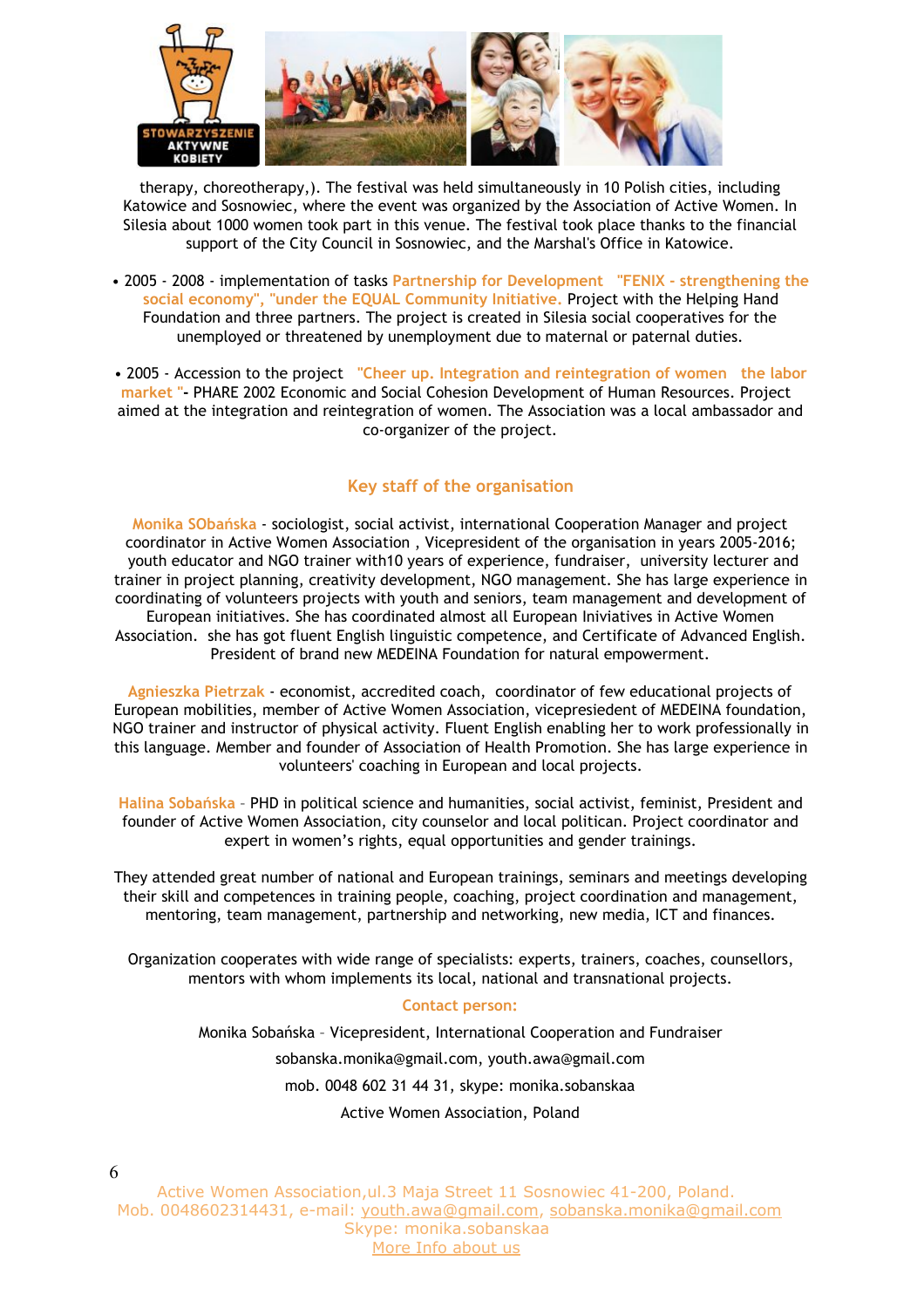therapy, choreotherapy,). The festival was held simultaneously in 10 Polish cities, including Katowice and Sosnowiec, where the event was organized by the Association of Active Women. In Silesia about 1000 women took part in this venue. The festival took place thanks to the financial support of the City Council in Sosnowiec, and the Marshal's Office in Katowice.

- 2005 - 2008 - implementation of tasks **Partnership for Development "FENIX - strengthening the social economy", "under the EQUAL Community Initiative.** Project with the Helping Hand Foundation and three partners. The project is created in Silesia social cooperatives for the unemployed or threatened by unemployment due to maternal or paternal duties.

- 2005 - Accession to the project **"Cheer up. Integration and reintegration of women the labor market "**- PHARE 2002 Economic and Social Cohesion Development of Human Resources. Project aimed at the integration and reintegration of women. The Association was a local ambassador and co-organizer of the project.

## Key staff of the organisation

**Monika SObańska** - sociologist, social activist, international Cooperation Manager and project coordinator in Active Women Association , Vicepresident of the organisation in years 2005-2016; youth educator and NGO trainer with10 years of experience, fundraiser, university lecturer and trainer in project planning, creativity development, NGO management. She has large experience in coordinating of volunteers projects with youth and seniors, team management and development of European initiatives. She has coordinated almost all European Iniviatives in Active Women Association. she has got fluent English linguistic competence, and Certificate of Advanced English. President of brand new MEDEINA Foundation for natural empowerment.

**Agnieszka Pietrzak** - economist, accredited coach, coordinator of few educational projects of European mobilities, member of Active Women Association, vicepresiedent of MEDEINA foundation, NGO trainer and instructor of physical activity. Fluent English enabling her to work professionally in this language. Member and founder of Association of Health Promotion. She has large experience in volunteers' coaching in European and local projects.

**Halina Sobańska** – PHD in political science and humanities, social activist, feminist, President and founder of Active Women Association, city counselor and local politican. Project coordinator and expert in women's rights, equal opportunities and gender trainings.

They attended great number of national and European trainings, seminars and meetings developing their skill and competences in training people, coaching, project coordination and management, mentoring, team management, partnership and networking, new media, ICT and finances.

Organization cooperates with wide range of specialists: experts, trainers, coaches, counsellors, mentors with whom implements its local, national and transnational projects.

**Contact person:**

Monika Sobańska – Vicepresident, International Cooperation and Fundraiser

sobanska.monika@gmail.com, youth.awa@gmail.com

mob. 0048 602 31 44 31, skype: monika.sobanskaa

Active Women Association, Poland

Active Women Association,ul.3 Maja Street 11 Sosnowiec 41-200, Poland.
Mob. 0048602314431, e-mail: youth.awa@gmail.com, sobanska.monika@gmail.com
Skype: monika.sobanskaa
More Info about us